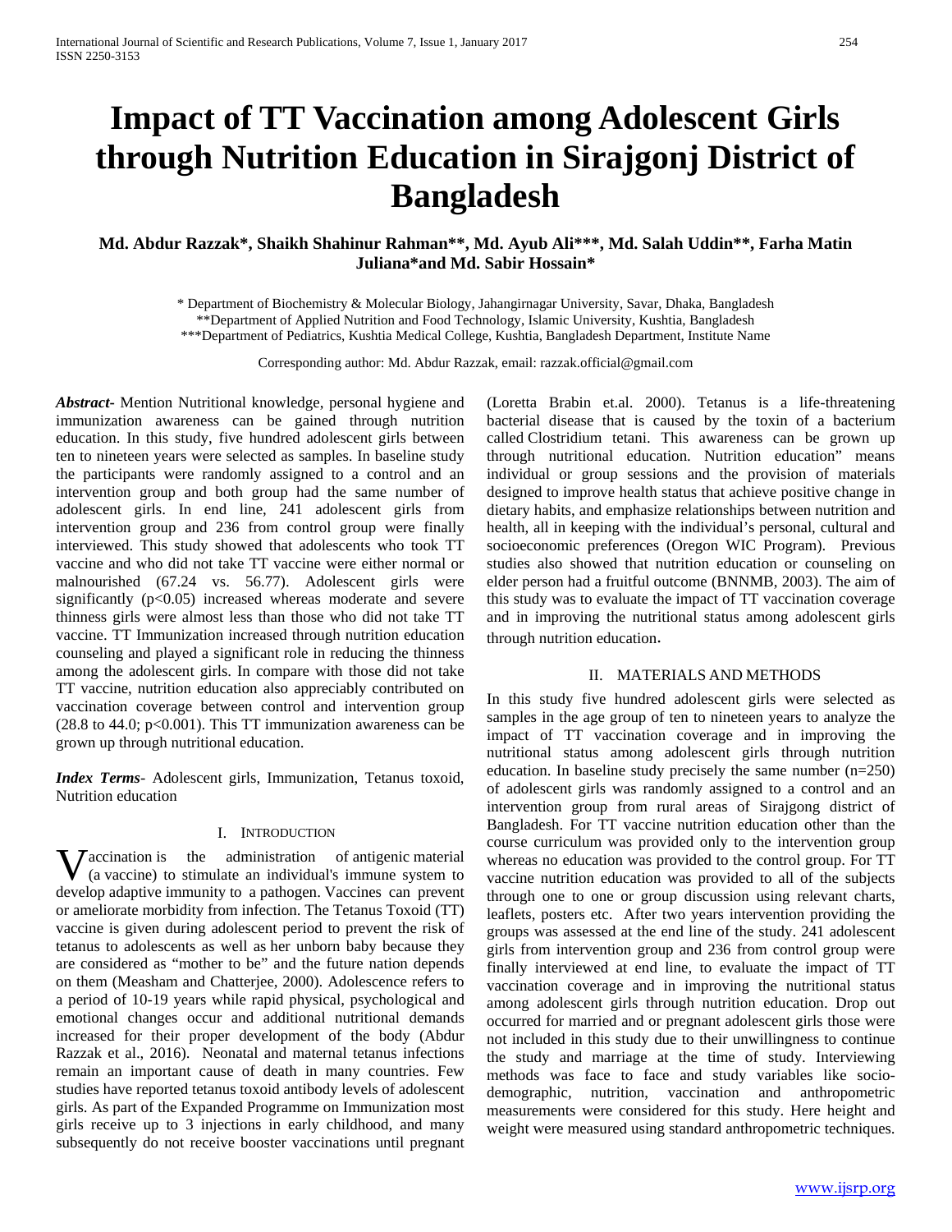# Impact of TT Vaccination among Adolescent Girls through Nutrition Education in Sirajgonj District of Bangladesh

**Md. Abdur Razzak\*, Shaikh Shahinur Rahman\*\*, Md. Ayub Ali\*\*\*, Md. Salah Uddin\*\*, Farha Matin Juliana\*and Md. Sabir Hossain\***

\* Department of Biochemistry & Molecular Biology, Jahangirnagar University, Savar, Dhaka, Bangladesh
\*\*Department of Applied Nutrition and Food Technology, Islamic University, Kushtia, Bangladesh
\*\*\*Department of Pediatrics, Kushtia Medical College, Kushtia, Bangladesh Department, Institute Name

Corresponding author: Md. Abdur Razzak, email: razzak.official@gmail.com

***Abstract*-** Mention Nutritional knowledge, personal hygiene and immunization awareness can be gained through nutrition education. In this study, five hundred adolescent girls between ten to nineteen years were selected as samples. In baseline study the participants were randomly assigned to a control and an intervention group and both group had the same number of adolescent girls. In end line, 241 adolescent girls from intervention group and 236 from control group were finally interviewed. This study showed that adolescents who took TT vaccine and who did not take TT vaccine were either normal or malnourished (67.24 vs. 56.77). Adolescent girls were significantly ($p<0.05$) increased whereas moderate and severe thinness girls were almost less than those who did not take TT vaccine. TT Immunization increased through nutrition education counseling and played a significant role in reducing the thinness among the adolescent girls. In compare with those did not take TT vaccine, nutrition education also appreciably contributed on vaccination coverage between control and intervention group (28.8 to 44.0; $p<0.001$). This TT immunization awareness can be grown up through nutritional education.

***Index Terms*-** Adolescent girls, Immunization, Tetanus toxoid, Nutrition education

## I. Introduction

Vaccination is the administration of antigenic material (a vaccine) to stimulate an individual's immune system to develop adaptive immunity to a pathogen. Vaccines can prevent or ameliorate morbidity from infection. The Tetanus Toxoid (TT) vaccine is given during adolescent period to prevent the risk of tetanus to adolescents as well as her unborn baby because they are considered as "mother to be" and the future nation depends on them (Measham and Chatterjee, 2000). Adolescence refers to a period of 10-19 years while rapid physical, psychological and emotional changes occur and additional nutritional demands increased for their proper development of the body (Abdur Razzak et al., 2016). Neonatal and maternal tetanus infections remain an important cause of death in many countries. Few studies have reported tetanus toxoid antibody levels of adolescent girls. As part of the Expanded Programme on Immunization most girls receive up to 3 injections in early childhood, and many subsequently do not receive booster vaccinations until pregnant (Loretta Brabin et.al. 2000). Tetanus is a life-threatening bacterial disease that is caused by the toxin of a bacterium called Clostridium tetani. This awareness can be grown up through nutritional education. Nutrition education" means individual or group sessions and the provision of materials designed to improve health status that achieve positive change in dietary habits, and emphasize relationships between nutrition and health, all in keeping with the individual's personal, cultural and socioeconomic preferences (Oregon WIC Program). Previous studies also showed that nutrition education or counseling on elder person had a fruitful outcome (BNNMB, 2003). The aim of this study was to evaluate the impact of TT vaccination coverage and in improving the nutritional status among adolescent girls through nutrition education.

## II. Materials and Methods

In this study five hundred adolescent girls were selected as samples in the age group of ten to nineteen years to analyze the impact of TT vaccination coverage and in improving the nutritional status among adolescent girls through nutrition education. In baseline study precisely the same number (n=250) of adolescent girls was randomly assigned to a control and an intervention group from rural areas of Sirajgong district of Bangladesh. For TT vaccine nutrition education other than the course curriculum was provided only to the intervention group whereas no education was provided to the control group. For TT vaccine nutrition education was provided to all of the subjects through one to one or group discussion using relevant charts, leaflets, posters etc. After two years intervention providing the groups was assessed at the end line of the study. 241 adolescent girls from intervention group and 236 from control group were finally interviewed at end line, to evaluate the impact of TT vaccination coverage and in improving the nutritional status among adolescent girls through nutrition education. Drop out occurred for married and or pregnant adolescent girls those were not included in this study due to their unwillingness to continue the study and marriage at the time of study. Interviewing methods was face to face and study variables like socio-demographic, nutrition, vaccination and anthropometric measurements were considered for this study. Here height and weight were measured using standard anthropometric techniques.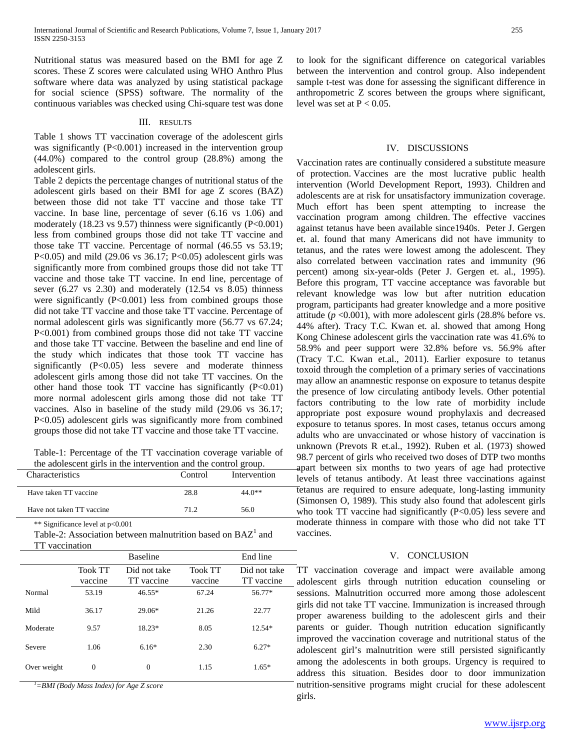Nutritional status was measured based on the BMI for age Z scores. These Z scores were calculated using WHO Anthro Plus software where data was analyzed by using statistical package for social science (SPSS) software. The normality of the continuous variables was checked using Chi-square test was done to look for the significant difference on categorical variables between the intervention and control group. Also independent sample t-test was done for assessing the significant difference in anthropometric Z scores between the groups where significant, level was set at $P < 0.05$.

## III. RESULTS

Table 1 shows TT vaccination coverage of the adolescent girls was significantly ($P<0.001$) increased in the intervention group (44.0%) compared to the control group (28.8%) among the adolescent girls.

Table 2 depicts the percentage changes of nutritional status of the adolescent girls based on their BMI for age Z scores (BAZ) between those did not take TT vaccine and those take TT vaccine. In base line, percentage of sever (6.16 vs 1.06) and moderately (18.23 vs 9.57) thinness were significantly ($P<0.001$) less from combined groups those did not take TT vaccine and those take TT vaccine. Percentage of normal (46.55 vs 53.19; $P<0.05$) and mild (29.06 vs 36.17; $P<0.05$) adolescent girls was significantly more from combined groups those did not take TT vaccine and those take TT vaccine. In end line, percentage of sever (6.27 vs 2.30) and moderately (12.54 vs 8.05) thinness were significantly ($P<0.001$) less from combined groups those did not take TT vaccine and those take TT vaccine. Percentage of normal adolescent girls was significantly more (56.77 vs 67.24; $P<0.001$) from combined groups those did not take TT vaccine and those take TT vaccine. Between the baseline and end line of the study which indicates that those took TT vaccine has significantly ($P<0.05$) less severe and moderate thinness adolescent girls among those did not take TT vaccines. On the other hand those took TT vaccine has significantly ($P<0.01$) more normal adolescent girls among those did not take TT vaccines. Also in baseline of the study mild (29.06 vs 36.17; $P<0.05$) adolescent girls was significantly more from combined groups those did not take TT vaccine and those take TT vaccine.

Table-1: Percentage of the TT vaccination coverage variable of the adolescent girls in the intervention and the control group.

| Characteristics | Control | Intervention |
|---|---|---|
| Have taken TT vaccine | 28.8 | 44.0** |
| Have not taken TT vaccine | 71.2 | 56.0 |

** Significance level at p<0.001

Table-2: Association between malnutrition based on BAZ[1] and TT vaccination

| | Baseline | | End line | |
|---|---|---|---|---|
| | Took TT vaccine | Did not take TT vaccine | Took TT vaccine | Did not take TT vaccine |
| Normal | 53.19 | 46.55* | 67.24 | 56.77* |
| Mild | 36.17 | 29.06* | 21.26 | 22.77 |
| Moderate | 9.57 | 18.23* | 8.05 | 12.54* |
| Severe | 1.06 | 6.16* | 2.30 | 6.27* |
| Over weight | 0 | 0 | 1.15 | 1.65* |

*[1]=BMI (Body Mass Index) for Age Z score*

## IV. DISCUSSIONS

Vaccination rates are continually considered a substitute measure of protection. Vaccines are the most lucrative public health intervention (World Development Report, 1993). Children and adolescents are at risk for unsatisfactory immunization coverage. Much effort has been spent attempting to increase the vaccination program among children. The effective vaccines against tetanus have been available since1940s. Peter J. Gergen et. al. found that many Americans did not have immunity to tetanus, and the rates were lowest among the adolescent. They also correlated between vaccination rates and immunity (96 percent) among six-year-olds (Peter J. Gergen et. al., 1995). Before this program, TT vaccine acceptance was favorable but relevant knowledge was low but after nutrition education program, participants had greater knowledge and a more positive attitude ($p<0.001$), with more adolescent girls (28.8% before vs. 44% after). Tracy T.C. Kwan et. al. showed that among Hong Kong Chinese adolescent girls the vaccination rate was 41.6% to 58.9% and peer support were 32.8% before vs. 56.9% after (Tracy T.C. Kwan et.al., 2011). Earlier exposure to tetanus toxoid through the completion of a primary series of vaccinations may allow an anamnestic response on exposure to tetanus despite the presence of low circulating antibody levels. Other potential factors contributing to the low rate of morbidity include appropriate post exposure wound prophylaxis and decreased exposure to tetanus spores. In most cases, tetanus occurs among adults who are unvaccinated or whose history of vaccination is unknown (Prevots R et.al., 1992). Ruben et al. (1973) showed 98.7 percent of girls who received two doses of DTP two months apart between six months to two years of age had protective levels of tetanus antibody. At least three vaccinations against tetanus are required to ensure adequate, long-lasting immunity (Simonsen O, 1989). This study also found that adolescent girls who took TT vaccine had significantly ($P<0.05$) less severe and moderate thinness in compare with those who did not take TT vaccines.

## V. CONCLUSION

TT vaccination coverage and impact were available among adolescent girls through nutrition education counseling or sessions. Malnutrition occurred more among those adolescent girls did not take TT vaccine. Immunization is increased through proper awareness building to the adolescent girls and their parents or guider. Though nutrition education significantly improved the vaccination coverage and nutritional status of the adolescent girl's malnutrition were still persisted significantly among the adolescents in both groups. Urgency is required to address this situation. Besides door to door immunization nutrition-sensitive programs might crucial for these adolescent girls.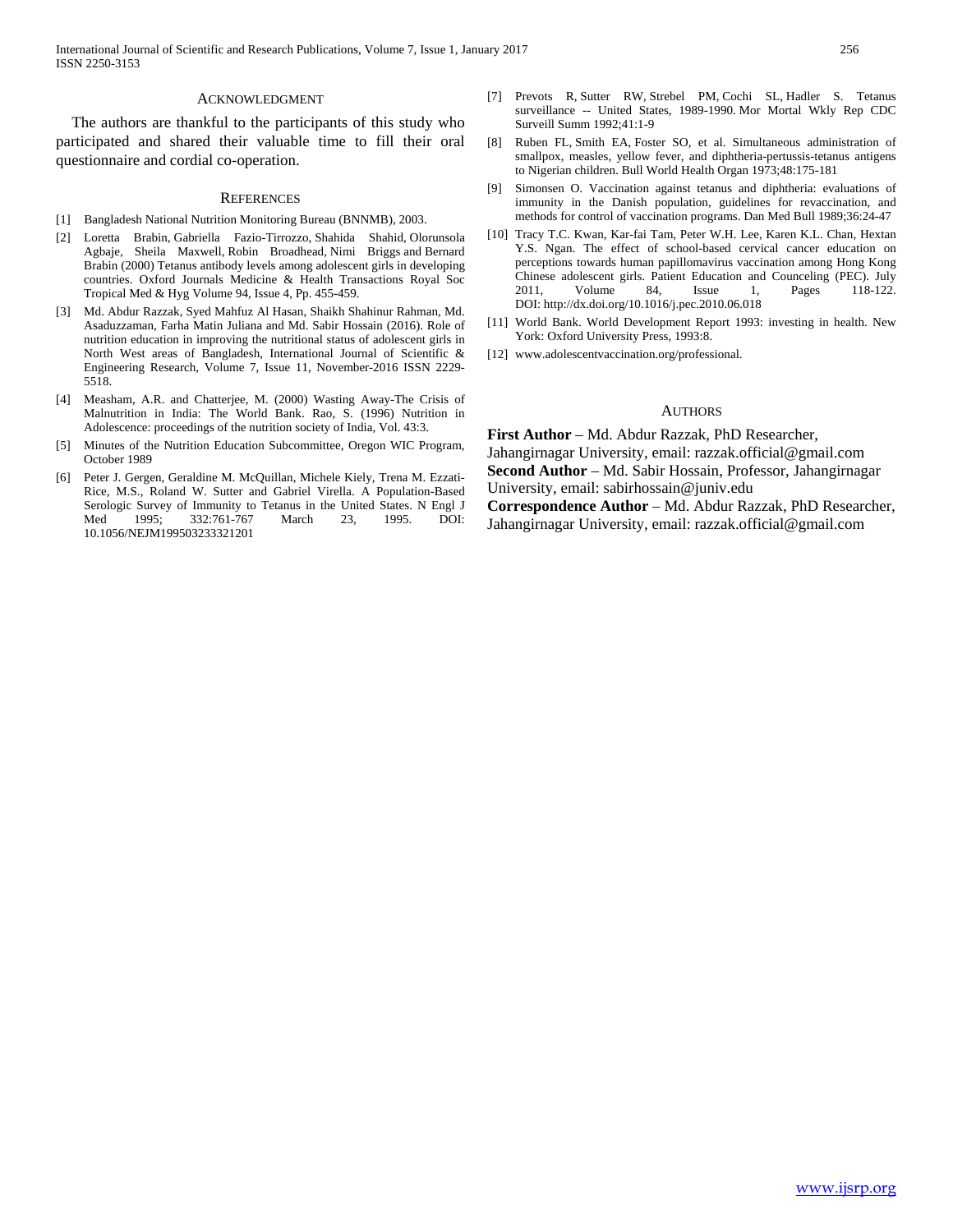## Acknowledgment

The authors are thankful to the participants of this study who participated and shared their valuable time to fill their oral questionnaire and cordial co-operation.

## References

[1] Bangladesh National Nutrition Monitoring Bureau (BNNMB), 2003.

[2] Loretta Brabin, Gabriella Fazio-Tirrozzo, Shahida Shahid, Olorunsola Agbaje, Sheila Maxwell, Robin Broadhead, Nimi Briggs and Bernard Brabin (2000) Tetanus antibody levels among adolescent girls in developing countries. Oxford Journals Medicine & Health Transactions Royal Soc Tropical Med & Hyg Volume 94, Issue 4, Pp. 455-459.

[3] Md. Abdur Razzak, Syed Mahfuz Al Hasan, Shaikh Shahinur Rahman, Md. Asaduzzaman, Farha Matin Juliana and Md. Sabir Hossain (2016). Role of nutrition education in improving the nutritional status of adolescent girls in North West areas of Bangladesh, International Journal of Scientific & Engineering Research, Volume 7, Issue 11, November-2016 ISSN 2229-5518.

[4] Measham, A.R. and Chatterjee, M. (2000) Wasting Away-The Crisis of Malnutrition in India: The World Bank. Rao, S. (1996) Nutrition in Adolescence: proceedings of the nutrition society of India, Vol. 43:3.

[5] Minutes of the Nutrition Education Subcommittee, Oregon WIC Program, October 1989

[6] Peter J. Gergen, Geraldine M. McQuillan, Michele Kiely, Trena M. Ezzati-Rice, M.S., Roland W. Sutter and Gabriel Virella. A Population-Based Serologic Survey of Immunity to Tetanus in the United States. N Engl J Med 1995; 332:761-767 March 23, 1995. DOI: 10.1056/NEJM199503233321201

[7] Prevots R, Sutter RW, Strebel PM, Cochi SL, Hadler S. Tetanus surveillance -- United States, 1989-1990. Mor Mortal Wkly Rep CDC Surveill Summ 1992;41:1-9

[8] Ruben FL, Smith EA, Foster SO, et al. Simultaneous administration of smallpox, measles, yellow fever, and diphtheria-pertussis-tetanus antigens to Nigerian children. Bull World Health Organ 1973;48:175-181

[9] Simonsen O. Vaccination against tetanus and diphtheria: evaluations of immunity in the Danish population, guidelines for revaccination, and methods for control of vaccination programs. Dan Med Bull 1989;36:24-47

[10] Tracy T.C. Kwan, Kar-fai Tam, Peter W.H. Lee, Karen K.L. Chan, Hextan Y.S. Ngan. The effect of school-based cervical cancer education on perceptions towards human papillomavirus vaccination among Hong Kong Chinese adolescent girls. Patient Education and Counceling (PEC). July 2011, Volume 84, Issue 1, Pages 118-122. DOI: http://dx.doi.org/10.1016/j.pec.2010.06.018

[11] World Bank. World Development Report 1993: investing in health. New York: Oxford University Press, 1993:8.

[12] www.adolescentvaccination.org/professional.

## Authors

**First Author** – Md. Abdur Razzak, PhD Researcher, Jahangirnagar University, email: razzak.official@gmail.com

**Second Author** – Md. Sabir Hossain, Professor, Jahangirnagar University, email: sabirhossain@juniv.edu

**Correspondence Author** – Md. Abdur Razzak, PhD Researcher, Jahangirnagar University, email: razzak.official@gmail.com